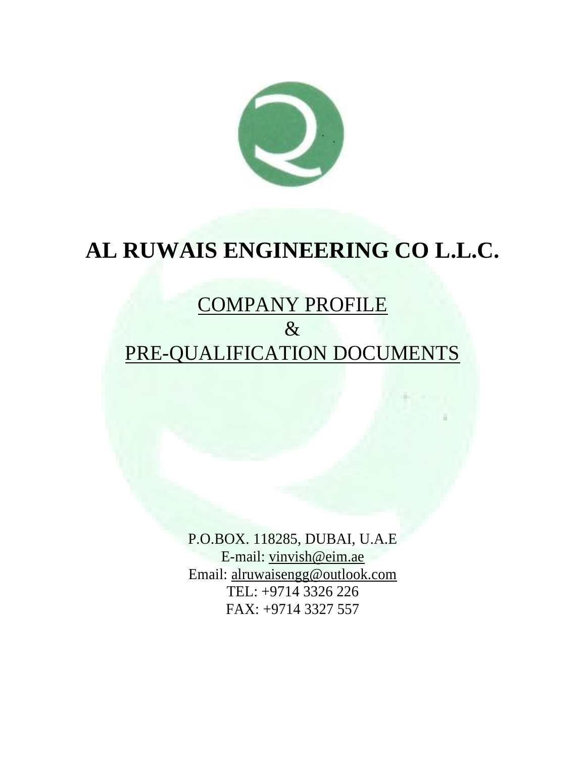# AL RUWAIS ENGINEERING CO L.L.C.

## COMPANY PROFILE
## &
## PRE-QUALIFICATION DOCUMENTS

P.O.BOX. 118285, DUBAI, U.A.E
E-mail: vinvish@eim.ae
Email: alruwaisengg@outlook.com
TEL: +9714 3326 226
FAX: +9714 3327 557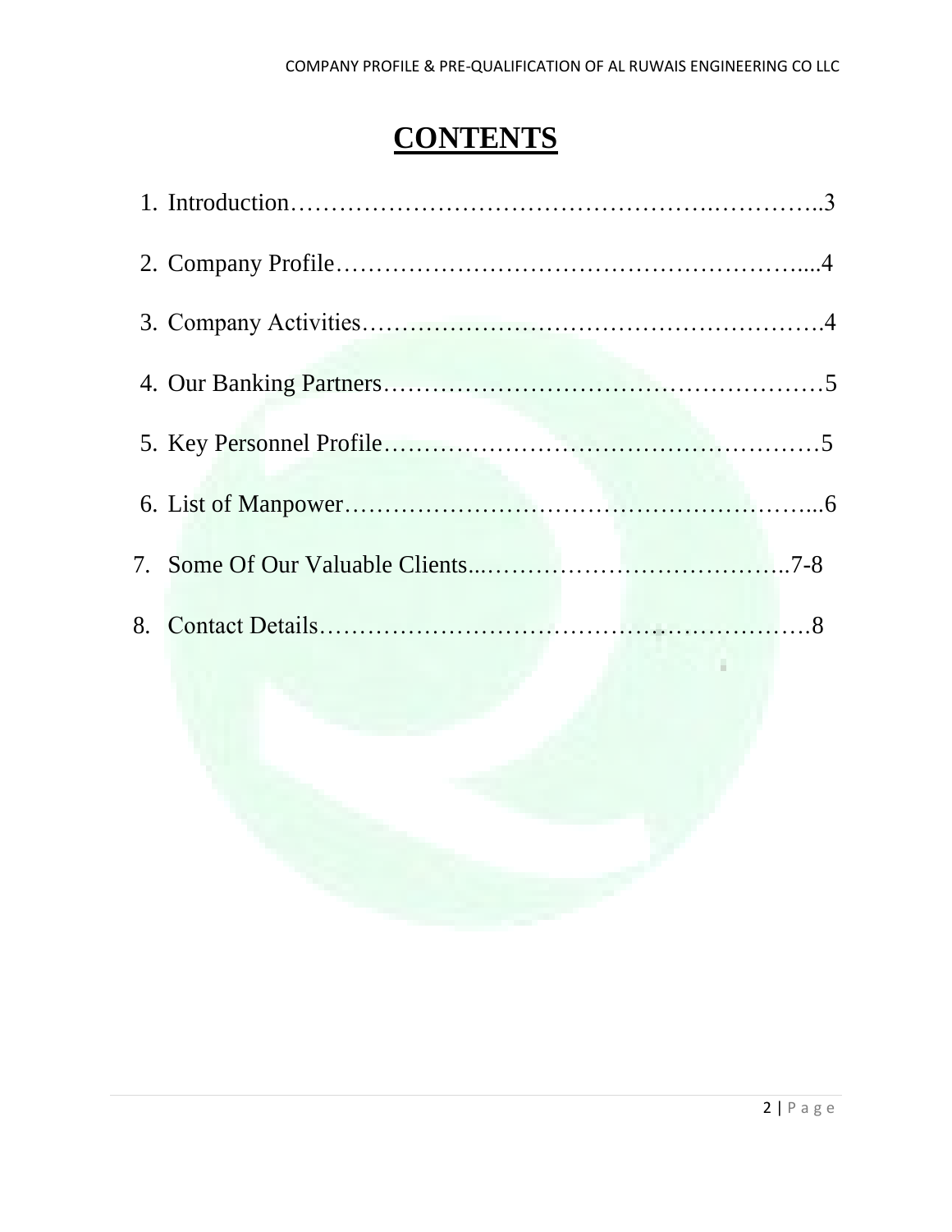# CONTENTS

1. Introduction……………………………………………….…………..3
2. Company Profile…………………………………………………....4
3. Company Activities……………………………………………….4
4. Our Banking Partners………………………………………………5
5. Key Personnel Profile……………………………………………5
6. List of Manpower…………………………………………………...6
7. Some Of Our Valuable Clients...………………………………..7-8
8. Contact Details…………………………………………………….8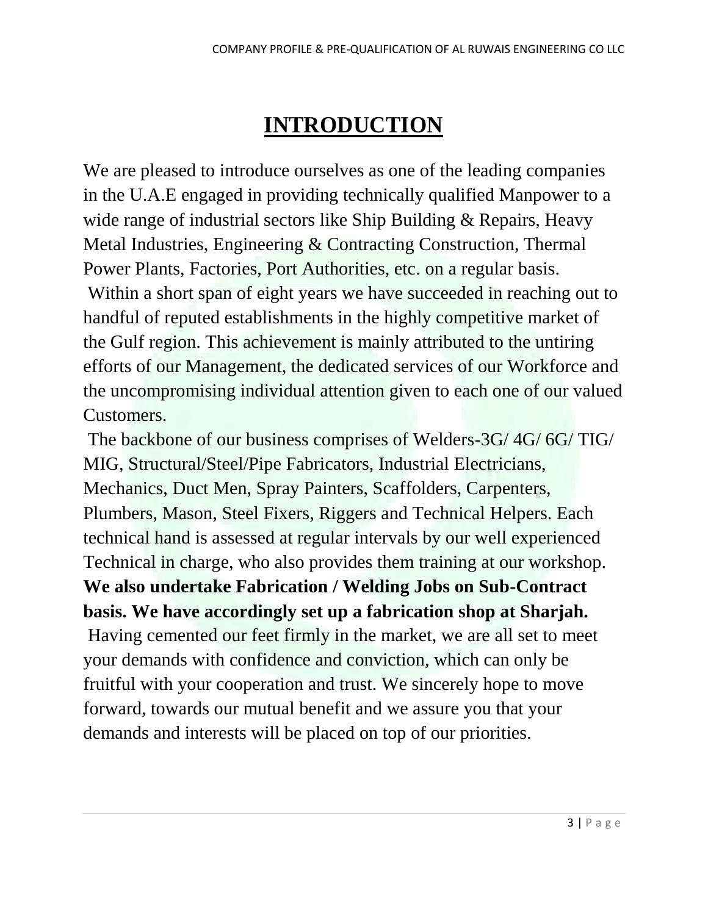# INTRODUCTION

We are pleased to introduce ourselves as one of the leading companies in the U.A.E engaged in providing technically qualified Manpower to a wide range of industrial sectors like Ship Building & Repairs, Heavy Metal Industries, Engineering & Contracting Construction, Thermal Power Plants, Factories, Port Authorities, etc. on a regular basis.

Within a short span of eight years we have succeeded in reaching out to handful of reputed establishments in the highly competitive market of the Gulf region. This achievement is mainly attributed to the untiring efforts of our Management, the dedicated services of our Workforce and the uncompromising individual attention given to each one of our valued Customers.

The backbone of our business comprises of Welders-3G/ 4G/ 6G/ TIG/ MIG, Structural/Steel/Pipe Fabricators, Industrial Electricians, Mechanics, Duct Men, Spray Painters, Scaffolders, Carpenters, Plumbers, Mason, Steel Fixers, Riggers and Technical Helpers. Each technical hand is assessed at regular intervals by our well experienced Technical in charge, who also provides them training at our workshop.

**We also undertake Fabrication / Welding Jobs on Sub-Contract basis. We have accordingly set up a fabrication shop at Sharjah.**

Having cemented our feet firmly in the market, we are all set to meet your demands with confidence and conviction, which can only be fruitful with your cooperation and trust. We sincerely hope to move forward, towards our mutual benefit and we assure you that your demands and interests will be placed on top of our priorities.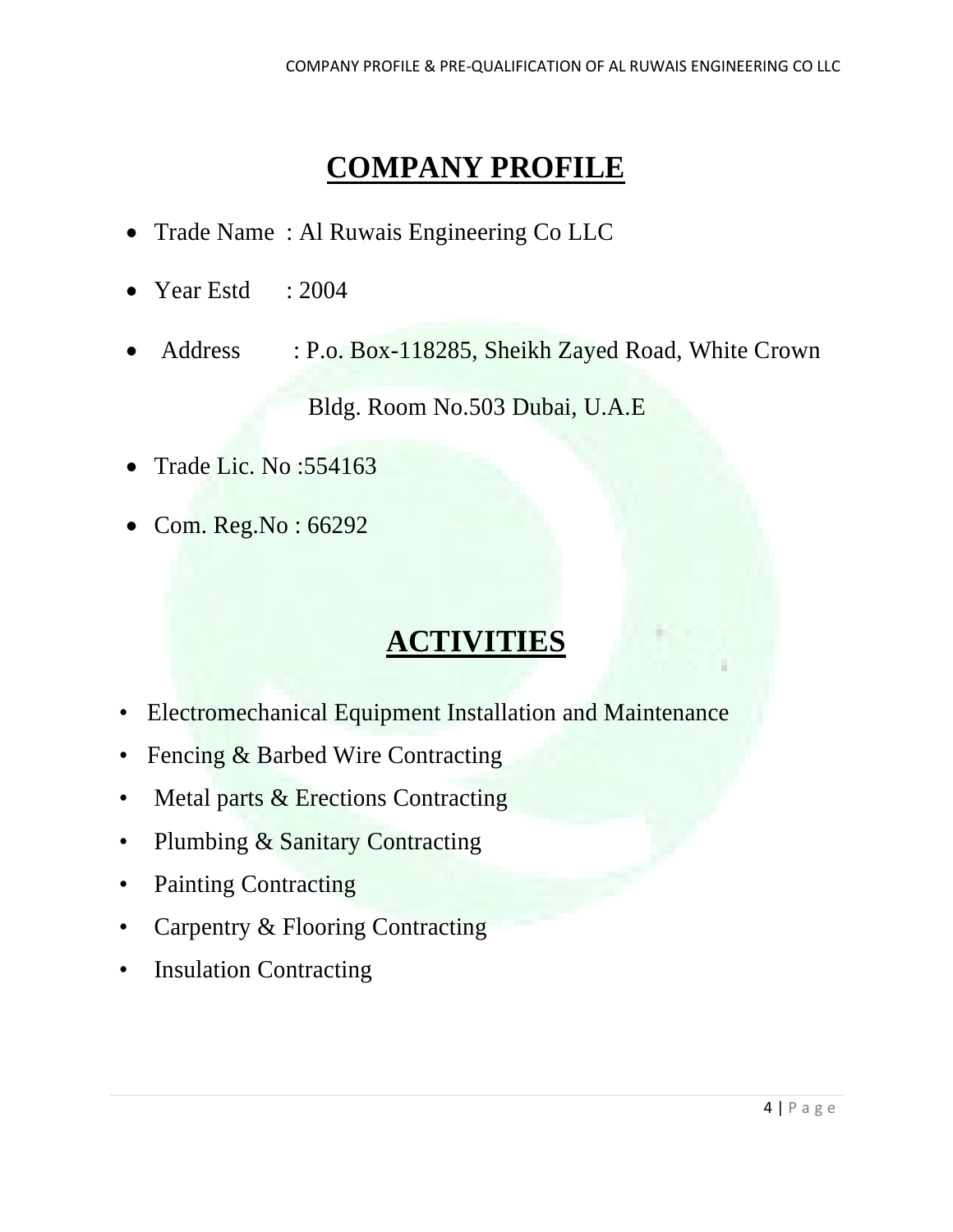# COMPANY PROFILE

- Trade Name : Al Ruwais Engineering Co LLC
- Year Estd : 2004
- Address : P.o. Box-118285, Sheikh Zayed Road, White Crown Bldg. Room No.503 Dubai, U.A.E
- Trade Lic. No :554163
- Com. Reg.No : 66292

# ACTIVITIES

- Electromechanical Equipment Installation and Maintenance
- Fencing & Barbed Wire Contracting
- Metal parts & Erections Contracting
- Plumbing & Sanitary Contracting
- Painting Contracting
- Carpentry & Flooring Contracting
- Insulation Contracting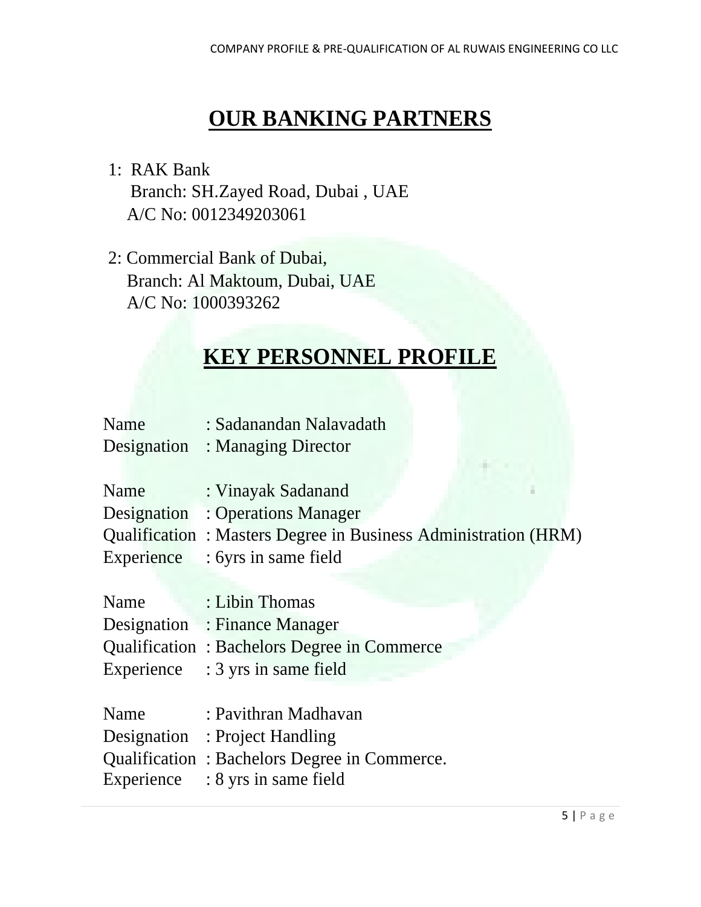# OUR BANKING PARTNERS

1: RAK Bank
Branch: SH.Zayed Road, Dubai , UAE
A/C No: 0012349203061

2: Commercial Bank of Dubai,
Branch: Al Maktoum, Dubai, UAE
A/C No: 1000393262

# KEY PERSONNEL PROFILE

Name : Sadanandan Nalavadath
Designation : Managing Director

Name : Vinayak Sadanand
Designation : Operations Manager
Qualification : Masters Degree in Business Administration (HRM)
Experience : 6yrs in same field

Name : Libin Thomas
Designation : Finance Manager
Qualification : Bachelors Degree in Commerce
Experience : 3 yrs in same field

Name : Pavithran Madhavan
Designation : Project Handling
Qualification : Bachelors Degree in Commerce.
Experience : 8 yrs in same field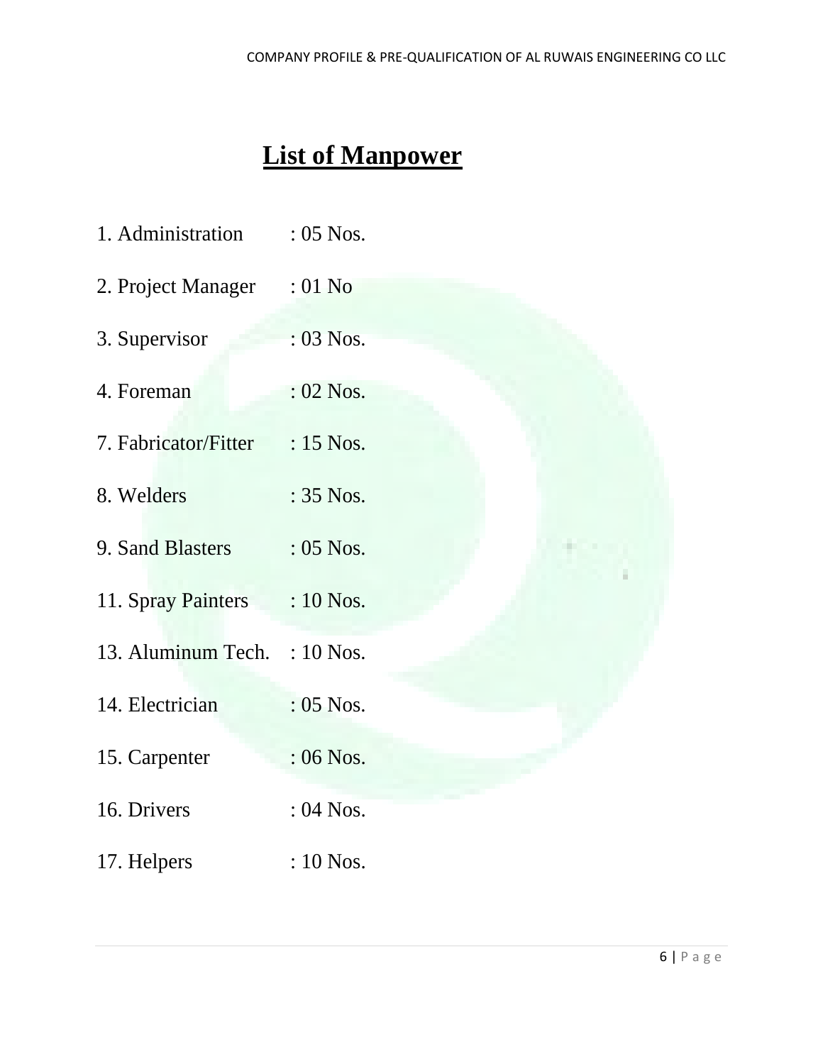# List of Manpower

1. Administration : 05 Nos.
2. Project Manager : 01 No
3. Supervisor : 03 Nos.
4. Foreman : 02 Nos.

7. Fabricator/Fitter : 15 Nos.
8. Welders : 35 Nos.
9. Sand Blasters : 05 Nos.

11. Spray Painters : 10 Nos.

13. Aluminum Tech. : 10 Nos.
14. Electrician : 05 Nos.
15. Carpenter : 06 Nos.
16. Drivers : 04 Nos.
17. Helpers : 10 Nos.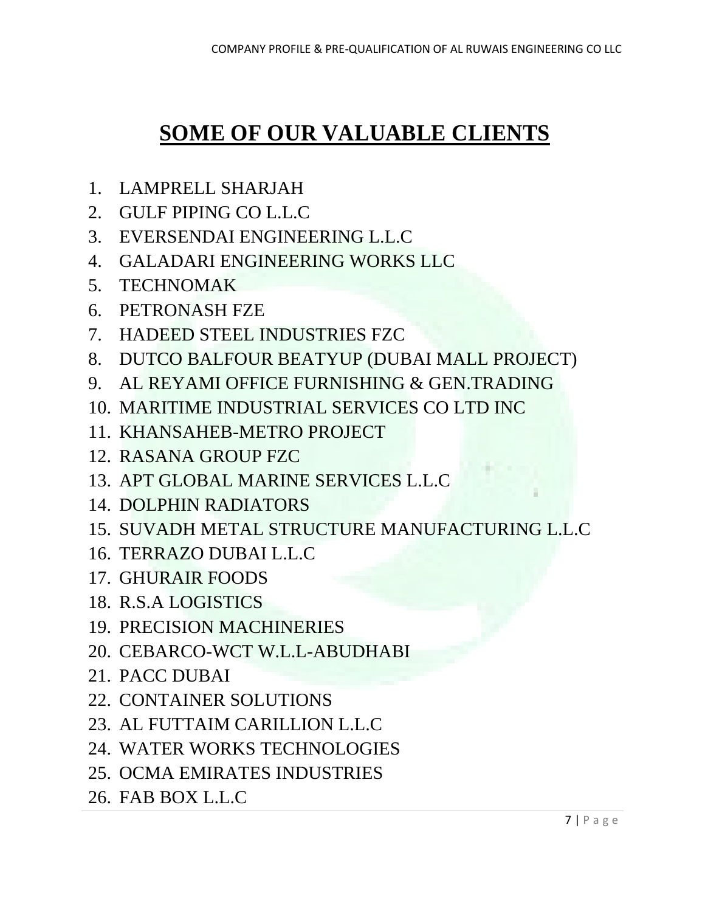# SOME OF OUR VALUABLE CLIENTS

1. LAMPRELL SHARJAH
2. GULF PIPING CO L.L.C
3. EVERSENDAI ENGINEERING L.L.C
4. GALADARI ENGINEERING WORKS LLC
5. TECHNOMAK
6. PETRONASH FZE
7. HADEED STEEL INDUSTRIES FZC
8. DUTCO BALFOUR BEATYUP (DUBAI MALL PROJECT)
9. AL REYAMI OFFICE FURNISHING & GEN.TRADING
10. MARITIME INDUSTRIAL SERVICES CO LTD INC
11. KHANSAHEB-METRO PROJECT
12. RASANA GROUP FZC
13. APT GLOBAL MARINE SERVICES L.L.C
14. DOLPHIN RADIATORS
15. SUVADH METAL STRUCTURE MANUFACTURING L.L.C
16. TERRAZO DUBAI L.L.C
17. GHURAIR FOODS
18. R.S.A LOGISTICS
19. PRECISION MACHINERIES
20. CEBARCO-WCT W.L.L-ABUDHABI
21. PACC DUBAI
22. CONTAINER SOLUTIONS
23. AL FUTTAIM CARILLION L.L.C
24. WATER WORKS TECHNOLOGIES
25. OCMA EMIRATES INDUSTRIES
26. FAB BOX L.L.C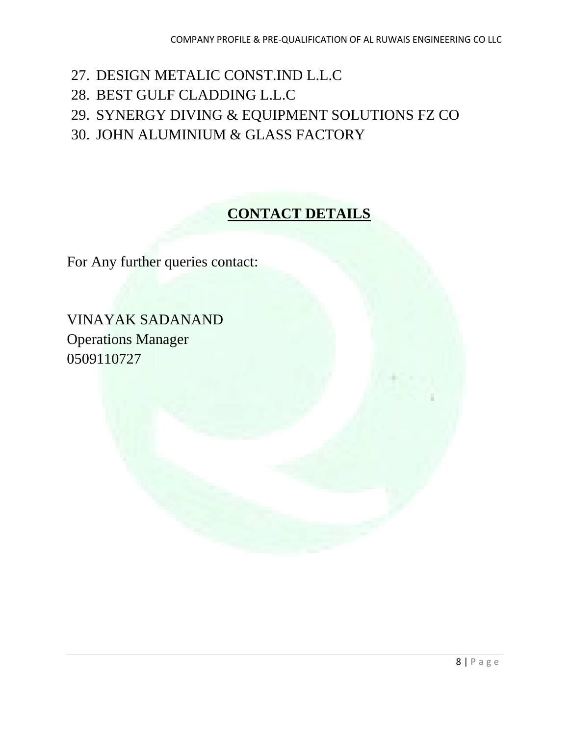27. DESIGN METALIC CONST.IND L.L.C
28. BEST GULF CLADDING L.L.C
29. SYNERGY DIVING & EQUIPMENT SOLUTIONS FZ CO
30. JOHN ALUMINIUM & GLASS FACTORY

## CONTACT DETAILS

For Any further queries contact:

VINAYAK SADANAND
Operations Manager
0509110727